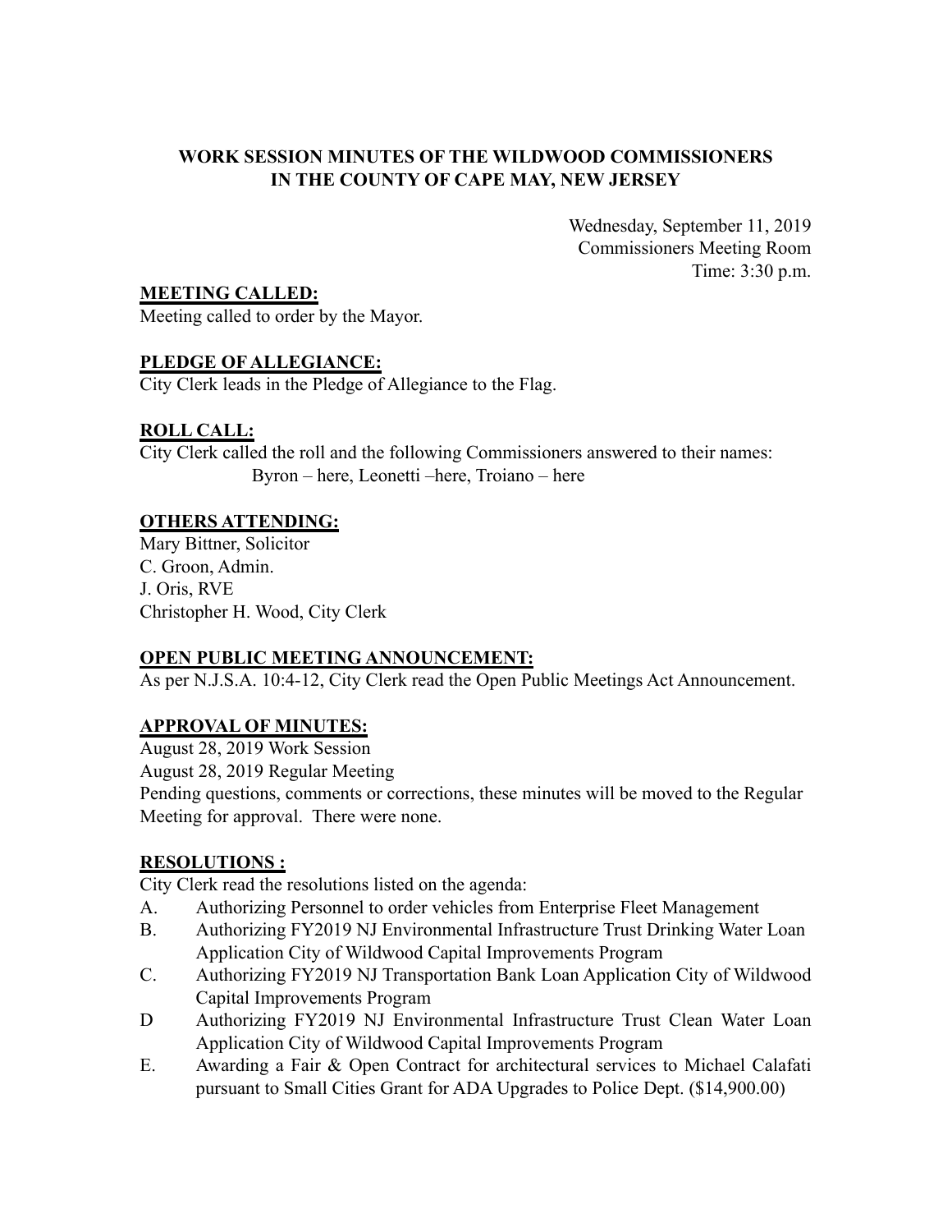# WORK SESSION MINUTES OF THE WILDWOOD COMMISSIONERS IN THE COUNTY OF CAPE MAY, NEW JERSEY

Wednesday, September 11, 2019
Commissioners Meeting Room
Time: 3:30 p.m.

**MEETING CALLED:**
Meeting called to order by the Mayor.

**PLEDGE OF ALLEGIANCE:**
City Clerk leads in the Pledge of Allegiance to the Flag.

**ROLL CALL:**
City Clerk called the roll and the following Commissioners answered to their names:
Byron – here, Leonetti –here, Troiano – here

**OTHERS ATTENDING:**
Mary Bittner, Solicitor
C. Groon, Admin.
J. Oris, RVE
Christopher H. Wood, City Clerk

**OPEN PUBLIC MEETING ANNOUNCEMENT:**
As per N.J.S.A. 10:4-12, City Clerk read the Open Public Meetings Act Announcement.

**APPROVAL OF MINUTES:**
August 28, 2019 Work Session
August 28, 2019 Regular Meeting
Pending questions, comments or corrections, these minutes will be moved to the Regular Meeting for approval. There were none.

**RESOLUTIONS :**
City Clerk read the resolutions listed on the agenda:

A. Authorizing Personnel to order vehicles from Enterprise Fleet Management
B. Authorizing FY2019 NJ Environmental Infrastructure Trust Drinking Water Loan Application City of Wildwood Capital Improvements Program
C. Authorizing FY2019 NJ Transportation Bank Loan Application City of Wildwood Capital Improvements Program
D Authorizing FY2019 NJ Environmental Infrastructure Trust Clean Water Loan Application City of Wildwood Capital Improvements Program
E. Awarding a Fair & Open Contract for architectural services to Michael Calafati pursuant to Small Cities Grant for ADA Upgrades to Police Dept. ($14,900.00)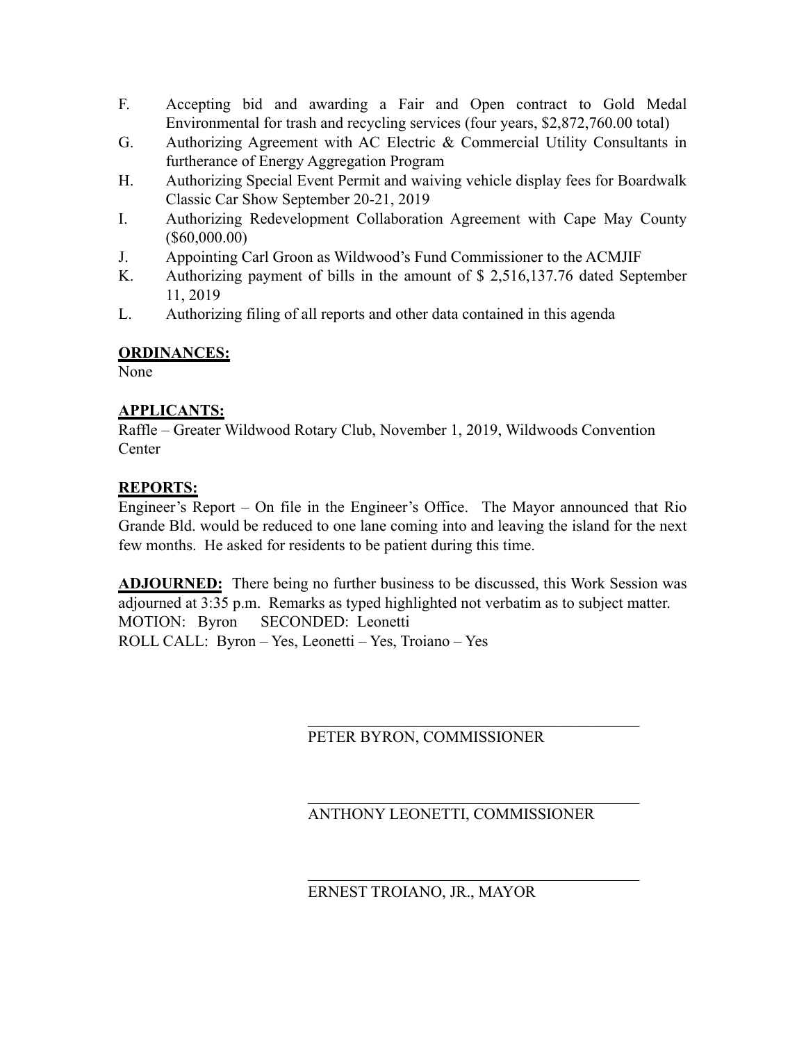F. Accepting bid and awarding a Fair and Open contract to Gold Medal Environmental for trash and recycling services (four years, $2,872,760.00 total)

G. Authorizing Agreement with AC Electric & Commercial Utility Consultants in furtherance of Energy Aggregation Program

H. Authorizing Special Event Permit and waiving vehicle display fees for Boardwalk Classic Car Show September 20-21, 2019

I. Authorizing Redevelopment Collaboration Agreement with Cape May County ($60,000.00)

J. Appointing Carl Groon as Wildwood's Fund Commissioner to the ACMJIF

K. Authorizing payment of bills in the amount of $ 2,516,137.76 dated September 11, 2019

L. Authorizing filing of all reports and other data contained in this agenda

**ORDINANCES:**

None

**APPLICANTS:**

Raffle – Greater Wildwood Rotary Club, November 1, 2019, Wildwoods Convention Center

**REPORTS:**

Engineer's Report – On file in the Engineer's Office. The Mayor announced that Rio Grande Bld. would be reduced to one lane coming into and leaving the island for the next few months. He asked for residents to be patient during this time.

**ADJOURNED:** There being no further business to be discussed, this Work Session was adjourned at 3:35 p.m. Remarks as typed highlighted not verbatim as to subject matter.
MOTION: Byron SECONDED: Leonetti
ROLL CALL: Byron – Yes, Leonetti – Yes, Troiano – Yes

\_\_\_\_\_\_\_\_\_\_\_\_\_\_\_\_\_\_\_\_\_\_\_\_\_\_\_\_\_\_\_\_\_\_\_\_\_\_
PETER BYRON, COMMISSIONER

\_\_\_\_\_\_\_\_\_\_\_\_\_\_\_\_\_\_\_\_\_\_\_\_\_\_\_\_\_\_\_\_\_\_\_\_\_\_
ANTHONY LEONETTI, COMMISSIONER

\_\_\_\_\_\_\_\_\_\_\_\_\_\_\_\_\_\_\_\_\_\_\_\_\_\_\_\_\_\_\_\_\_\_\_\_\_\_
ERNEST TROIANO, JR., MAYOR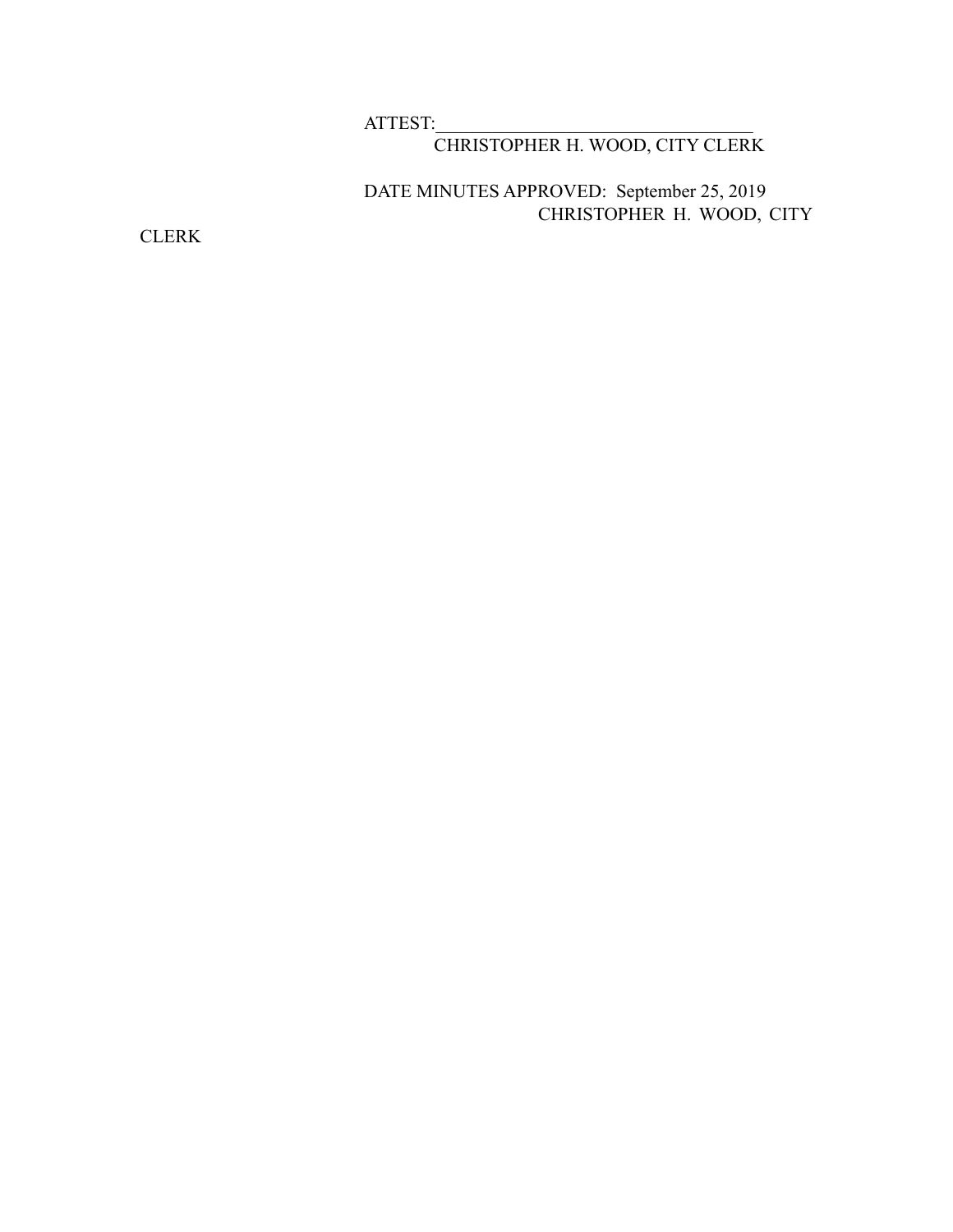ATTEST:\_\_\_\_\_\_\_\_\_\_\_\_\_\_\_\_\_\_\_\_\_\_\_\_\_\_\_\_\_\_\_\_\_\_

CHRISTOPHER H. WOOD, CITY CLERK

DATE MINUTES APPROVED: September 25, 2019

CHRISTOPHER H. WOOD, CITY CLERK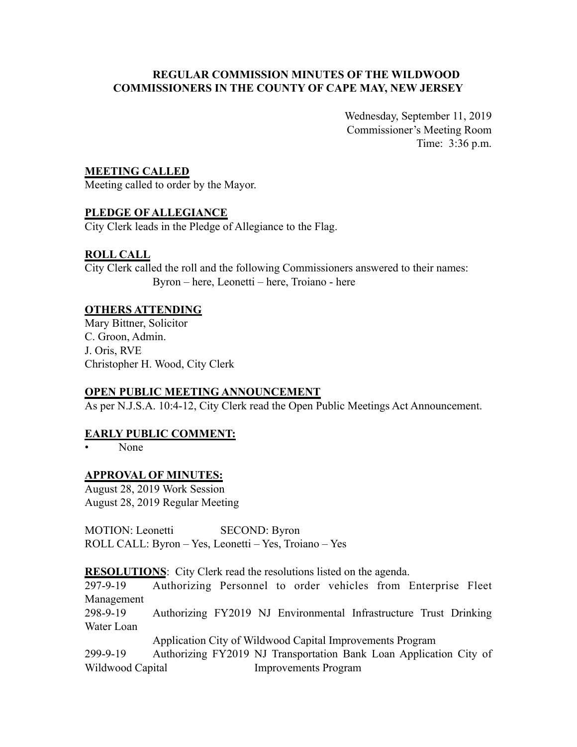**REGULAR COMMISSION MINUTES OF THE WILDWOOD COMMISSIONERS IN THE COUNTY OF CAPE MAY, NEW JERSEY**

Wednesday, September 11, 2019
Commissioner's Meeting Room
Time: 3:36 p.m.

**MEETING CALLED**

Meeting called to order by the Mayor.

**PLEDGE OF ALLEGIANCE**

City Clerk leads in the Pledge of Allegiance to the Flag.

**ROLL CALL**

City Clerk called the roll and the following Commissioners answered to their names:
Byron – here, Leonetti – here, Troiano - here

**OTHERS ATTENDING**

Mary Bittner, Solicitor
C. Groon, Admin.
J. Oris, RVE
Christopher H. Wood, City Clerk

**OPEN PUBLIC MEETING ANNOUNCEMENT**

As per N.J.S.A. 10:4-12, City Clerk read the Open Public Meetings Act Announcement.

**EARLY PUBLIC COMMENT:**

- None

**APPROVAL OF MINUTES:**

August 28, 2019 Work Session
August 28, 2019 Regular Meeting

MOTION: Leonetti SECOND: Byron
ROLL CALL: Byron – Yes, Leonetti – Yes, Troiano – Yes

**RESOLUTIONS**: City Clerk read the resolutions listed on the agenda.

297-9-19 Authorizing Personnel to order vehicles from Enterprise Fleet Management

298-9-19 Authorizing FY2019 NJ Environmental Infrastructure Trust Drinking Water Loan Application City of Wildwood Capital Improvements Program

299-9-19 Authorizing FY2019 NJ Transportation Bank Loan Application City of Wildwood Capital Improvements Program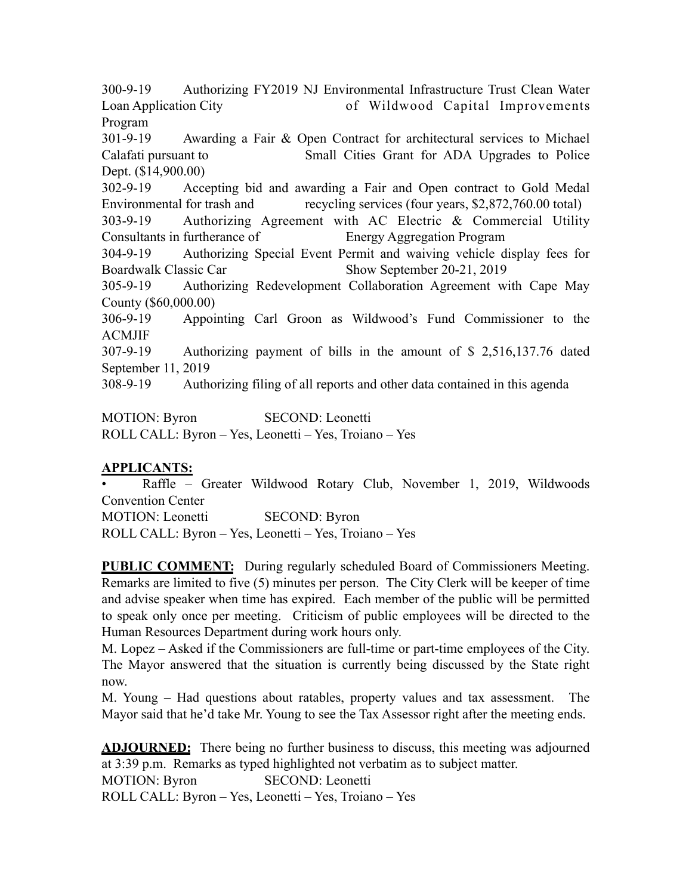300-9-19 Authorizing FY2019 NJ Environmental Infrastructure Trust Clean Water Loan Application City of Wildwood Capital Improvements Program

301-9-19 Awarding a Fair & Open Contract for architectural services to Michael Calafati pursuant to Small Cities Grant for ADA Upgrades to Police Dept. ($14,900.00)

302-9-19 Accepting bid and awarding a Fair and Open contract to Gold Medal Environmental for trash and recycling services (four years, $2,872,760.00 total)

303-9-19 Authorizing Agreement with AC Electric & Commercial Utility Consultants in furtherance of Energy Aggregation Program

304-9-19 Authorizing Special Event Permit and waiving vehicle display fees for Boardwalk Classic Car Show September 20-21, 2019

305-9-19 Authorizing Redevelopment Collaboration Agreement with Cape May County ($60,000.00)

306-9-19 Appointing Carl Groon as Wildwood's Fund Commissioner to the ACMJIF

307-9-19 Authorizing payment of bills in the amount of $ 2,516,137.76 dated September 11, 2019

308-9-19 Authorizing filing of all reports and other data contained in this agenda

MOTION: Byron SECOND: Leonetti
ROLL CALL: Byron – Yes, Leonetti – Yes, Troiano – Yes

**APPLICANTS:**

- Raffle – Greater Wildwood Rotary Club, November 1, 2019, Wildwoods Convention Center

MOTION: Leonetti SECOND: Byron
ROLL CALL: Byron – Yes, Leonetti – Yes, Troiano – Yes

**PUBLIC COMMENT:** During regularly scheduled Board of Commissioners Meeting. Remarks are limited to five (5) minutes per person. The City Clerk will be keeper of time and advise speaker when time has expired. Each member of the public will be permitted to speak only once per meeting. Criticism of public employees will be directed to the Human Resources Department during work hours only.

M. Lopez – Asked if the Commissioners are full-time or part-time employees of the City. The Mayor answered that the situation is currently being discussed by the State right now.

M. Young – Had questions about ratables, property values and tax assessment. The Mayor said that he'd take Mr. Young to see the Tax Assessor right after the meeting ends.

**ADJOURNED:** There being no further business to discuss, this meeting was adjourned at 3:39 p.m. Remarks as typed highlighted not verbatim as to subject matter.

MOTION: Byron SECOND: Leonetti
ROLL CALL: Byron – Yes, Leonetti – Yes, Troiano – Yes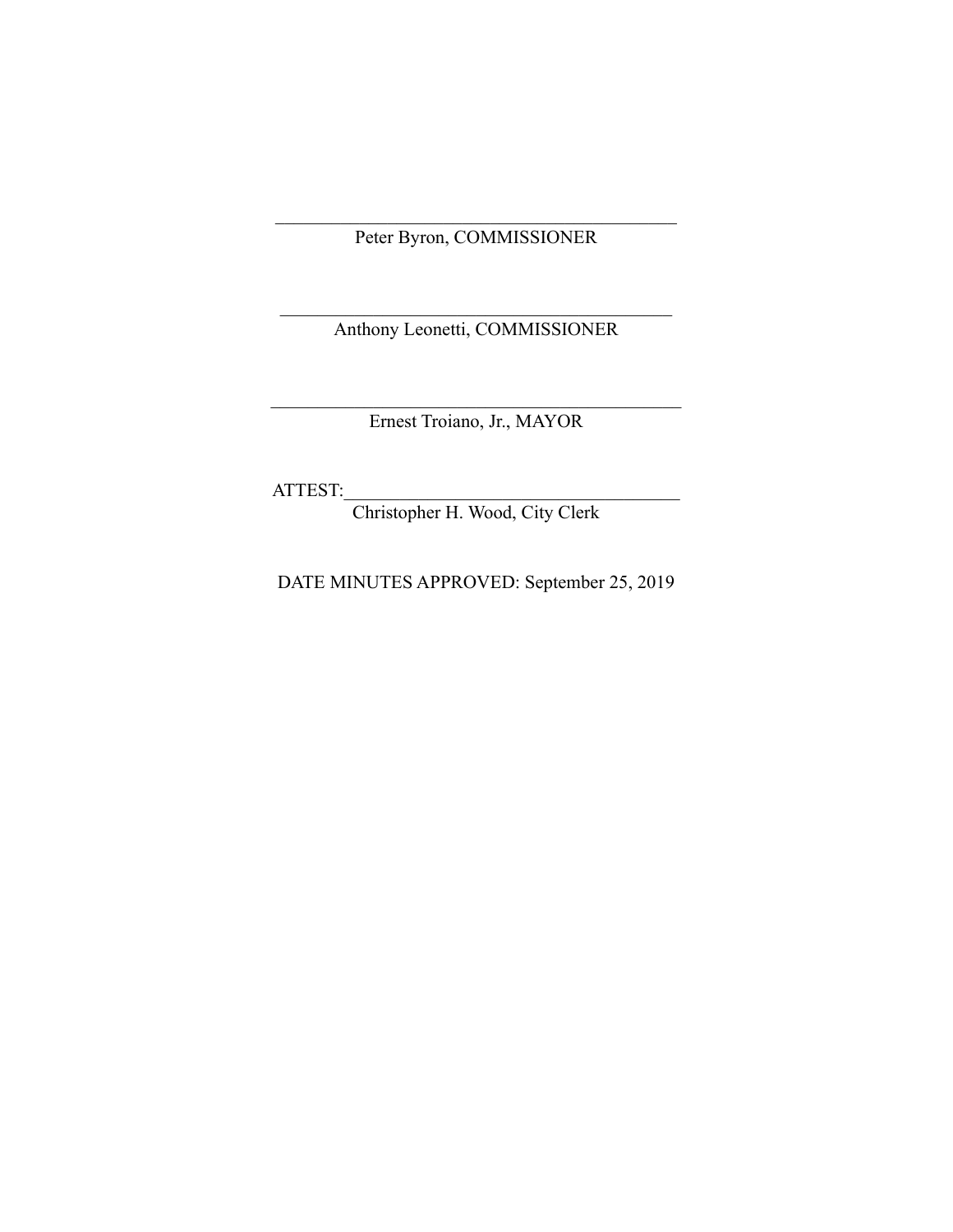\_\_\_\_\_\_\_\_\_\_\_\_\_\_\_\_\_\_\_\_\_\_\_\_\_\_\_\_\_\_\_\_\_\_\_\_\_\_\_\_

Peter Byron, COMMISSIONER

\_\_\_\_\_\_\_\_\_\_\_\_\_\_\_\_\_\_\_\_\_\_\_\_\_\_\_\_\_\_\_\_\_\_\_\_\_\_\_\_

Anthony Leonetti, COMMISSIONER

\_\_\_\_\_\_\_\_\_\_\_\_\_\_\_\_\_\_\_\_\_\_\_\_\_\_\_\_\_\_\_\_\_\_\_\_\_\_\_\_

Ernest Troiano, Jr., MAYOR

ATTEST:\_\_\_\_\_\_\_\_\_\_\_\_\_\_\_\_\_\_\_\_\_\_\_\_\_\_\_\_\_\_\_\_\_\_\_\_

Christopher H. Wood, City Clerk

DATE MINUTES APPROVED: September 25, 2019